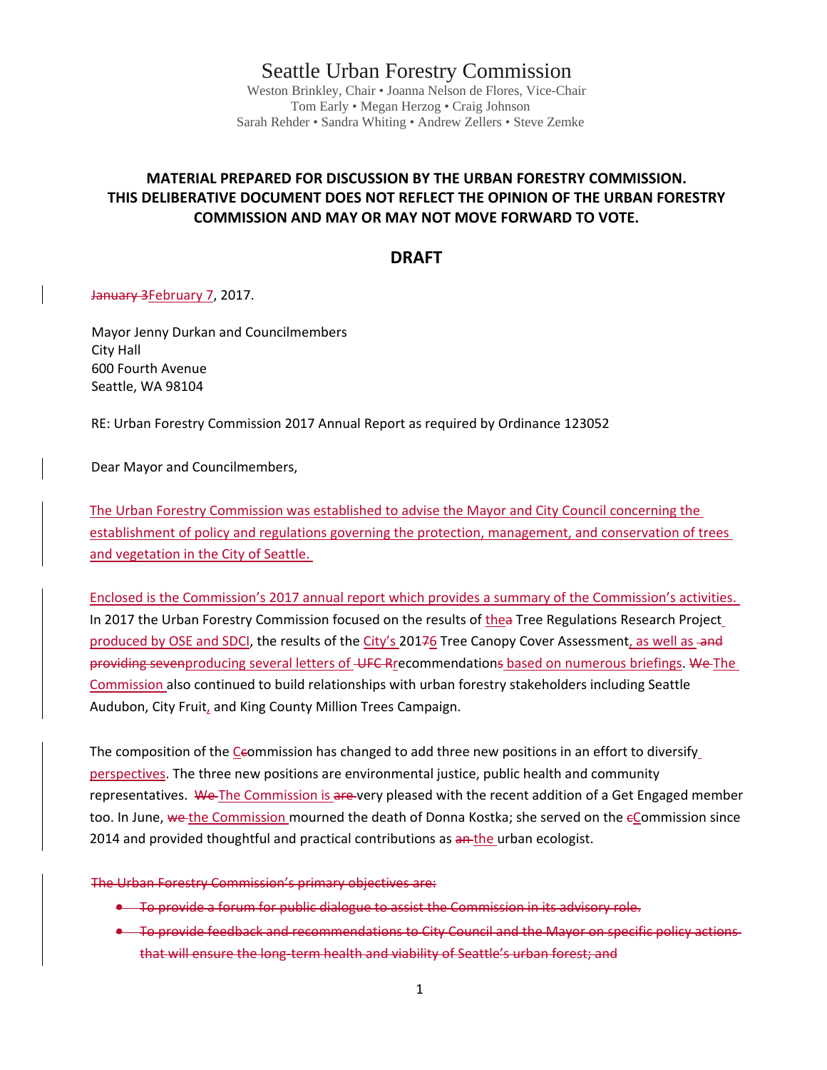# Seattle Urban Forestry Commission

Weston Brinkley, Chair • Joanna Nelson de Flores, Vice-Chair
Tom Early • Megan Herzog • Craig Johnson
Sarah Rehder • Sandra Whiting • Andrew Zellers • Steve Zemke

**MATERIAL PREPARED FOR DISCUSSION BY THE URBAN FORESTRY COMMISSION. THIS DELIBERATIVE DOCUMENT DOES NOT REFLECT THE OPINION OF THE URBAN FORESTRY COMMISSION AND MAY OR MAY NOT MOVE FORWARD TO VOTE.**

## DRAFT

~~January 3~~February 7, 2017.

Mayor Jenny Durkan and Councilmembers
City Hall
600 Fourth Avenue
Seattle, WA 98104

RE: Urban Forestry Commission 2017 Annual Report as required by Ordinance 123052

Dear Mayor and Councilmembers,

The Urban Forestry Commission was established to advise the Mayor and City Council concerning the establishment of policy and regulations governing the protection, management, and conservation of trees and vegetation in the City of Seattle.

Enclosed is the Commission's 2017 annual report which provides a summary of the Commission's activities. In 2017 the Urban Forestry Commission focused on the results of the~~a~~ Tree Regulations Research Project produced by OSE and SDCI, the results of the City's 201~~7~~6 Tree Canopy Cover Assessment, as well as ~~and providing seven~~producing several letters of ~~UFC R~~recommendation~~s~~ based on numerous briefings. ~~We~~ The Commission also continued to build relationships with urban forestry stakeholders including Seattle Audubon, City Fruit, and King County Million Trees Campaign.

The composition of the C~~c~~ommission has changed to add three new positions in an effort to diversify perspectives. The three new positions are environmental justice, public health and community representatives. ~~We~~ The Commission is ~~are~~ very pleased with the recent addition of a Get Engaged member too. In June, ~~we~~ the Commission mourned the death of Donna Kostka; she served on the ~~c~~Commission since 2014 and provided thoughtful and practical contributions as ~~an~~ the urban ecologist.

~~The Urban Forestry Commission's primary objectives are:~~

- ~~To provide a forum for public dialogue to assist the Commission in its advisory role.~~
- ~~To provide feedback and recommendations to City Council and the Mayor on specific policy actions that will ensure the long-term health and viability of Seattle's urban forest; and~~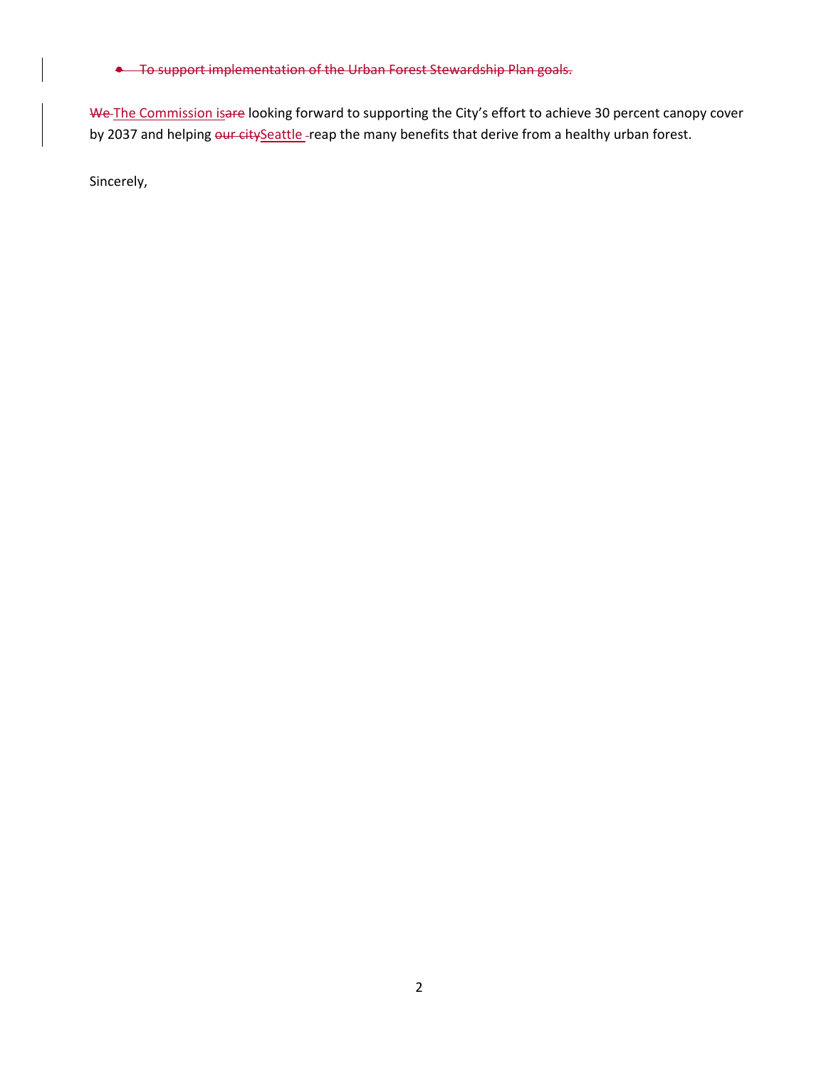- ~~To support implementation of the Urban Forest Stewardship Plan goals.~~

~~We~~ The Commission is~~are~~ looking forward to supporting the City's effort to achieve 30 percent canopy cover by 2037 and helping ~~our city~~Seattle reap the many benefits that derive from a healthy urban forest.

Sincerely,